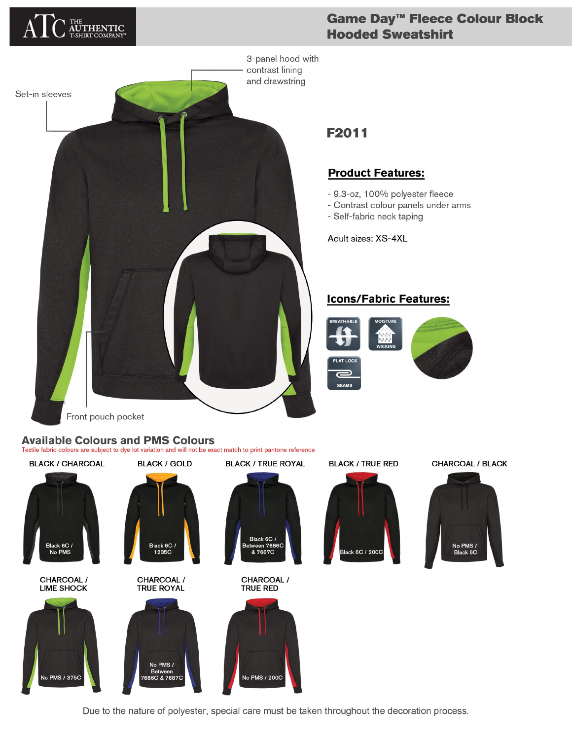ATC THE AUTHENTIC T-SHIRT COMPANY®

# Game Day™ Fleece Colour Block Hooded Sweatshirt

3-panel hood with contrast lining and drawstring

Set-in sleeves

Front pouch pocket

## F2011

### Product Features:

- 9.3-oz, 100% polyester fleece
- Contrast colour panels under arms
- Self-fabric neck taping

Adult sizes: XS-4XL

### Icons/Fabric Features:

BREATHABLE

MOISTURE WICKING

FLAT LOCK SEAMS

## Available Colours and PMS Colours

Textile fabric colours are subject to dye lot variation and will not be exact match to print pantone reference

| Colour | PMS |
| --- | --- |
| BLACK / CHARCOAL | Black 6C / No PMS |
| BLACK / GOLD | Black 6C / 1235C |
| BLACK / TRUE ROYAL | Black 6C / Between 7686C & 7687C |
| BLACK / TRUE RED | Black 6C / 200C |
| CHARCOAL / BLACK | No PMS / Black 6C |
| CHARCOAL / LIME SHOCK | No PMS / 375C |
| CHARCOAL / TRUE ROYAL | No PMS / Between 7686C & 7687C |
| CHARCOAL / TRUE RED | No PMS / 200C |

Due to the nature of polyester, special care must be taken throughout the decoration process.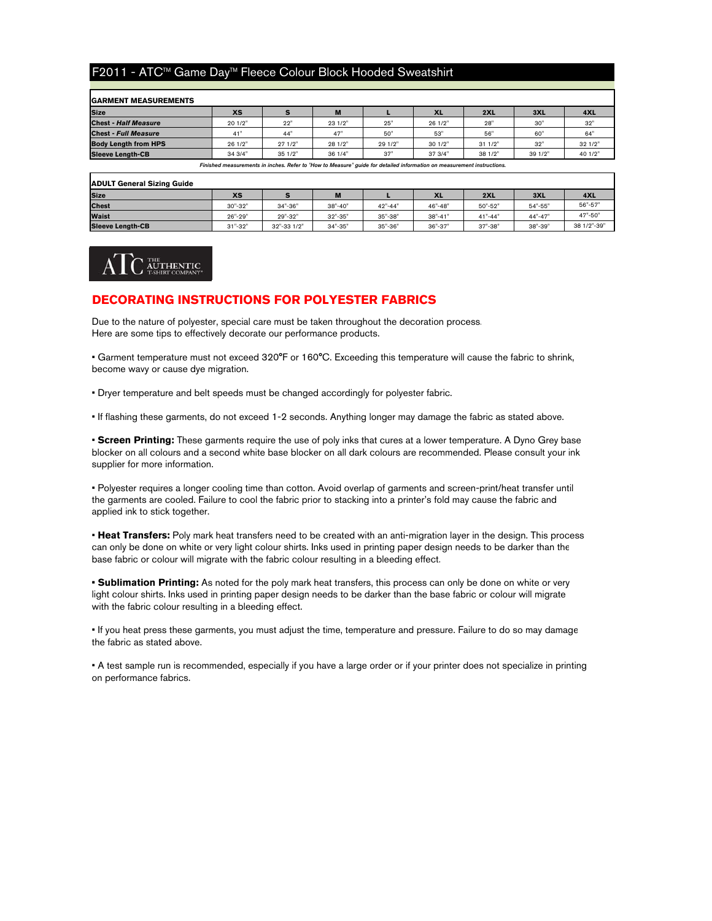## F2011 - ATC™ Game Day™ Fleece Colour Block Hooded Sweatshirt

| GARMENT MEASUREMENTS | | | | | | | | |
|---|---|---|---|---|---|---|---|---|
| Size | XS | S | M | L | XL | 2XL | 3XL | 4XL |
| Chest - *Half Measure* | 20 1/2" | 22" | 23 1/2" | 25" | 26 1/2" | 28" | 30" | 32" |
| Chest - *Full Measure* | 41" | 44" | 47" | 50" | 53" | 56" | 60" | 64" |
| Body Length from HPS | 26 1/2" | 27 1/2" | 28 1/2" | 29 1/2" | 30 1/2" | 31 1/2" | 32" | 32 1/2" |
| Sleeve Length-CB | 34 3/4" | 35 1/2" | 36 1/4" | 37" | 37 3/4" | 38 1/2" | 39 1/2" | 40 1/2" |

*Finished measurements in inches. Refer to "How to Measure" guide for detailed information on measurement instructions.*

| ADULT General Sizing Guide | | | | | | | | |
|---|---|---|---|---|---|---|---|---|
| Size | XS | S | M | L | XL | 2XL | 3XL | 4XL |
| Chest | 30"-32" | 34"-36" | 38"-40" | 42"-44" | 46"-48" | 50"-52" | 54"-55" | 56"-57" |
| Waist | 26"-29" | 29"-32" | 32"-35" | 35"-38" | 38"-41" | 41"-44" | 44"-47" | 47"-50" |
| Sleeve Length-CB | 31"-32" | 32"-33 1/2" | 34"-35" | 35"-36" | 36"-37" | 37"-38" | 38"-39" | 38 1/2"-39" |

ATC THE AUTHENTIC T-SHIRT COMPANY®

## DECORATING INSTRUCTIONS FOR POLYESTER FABRICS

Due to the nature of polyester, special care must be taken throughout the decoration process. Here are some tips to effectively decorate our performance products.

▪ Garment temperature must not exceed 320°F or 160°C. Exceeding this temperature will cause the fabric to shrink, become wavy or cause dye migration.

▪ Dryer temperature and belt speeds must be changed accordingly for polyester fabric.

▪ If flashing these garments, do not exceed 1-2 seconds. Anything longer may damage the fabric as stated above.

▪ **Screen Printing:** These garments require the use of poly inks that cures at a lower temperature. A Dyno Grey base blocker on all colours and a second white base blocker on all dark colours are recommended. Please consult your ink supplier for more information.

▪ Polyester requires a longer cooling time than cotton. Avoid overlap of garments and screen-print/heat transfer until the garments are cooled. Failure to cool the fabric prior to stacking into a printer's fold may cause the fabric and applied ink to stick together.

▪ **Heat Transfers:** Poly mark heat transfers need to be created with an anti-migration layer in the design. This process can only be done on white or very light colour shirts. Inks used in printing paper design needs to be darker than the base fabric or colour will migrate with the fabric colour resulting in a bleeding effect.

▪ **Sublimation Printing:** As noted for the poly mark heat transfers, this process can only be done on white or very light colour shirts. Inks used in printing paper design needs to be darker than the base fabric or colour will migrate with the fabric colour resulting in a bleeding effect.

▪ If you heat press these garments, you must adjust the time, temperature and pressure. Failure to do so may damage the fabric as stated above.

▪ A test sample run is recommended, especially if you have a large order or if your printer does not specialize in printing on performance fabrics.